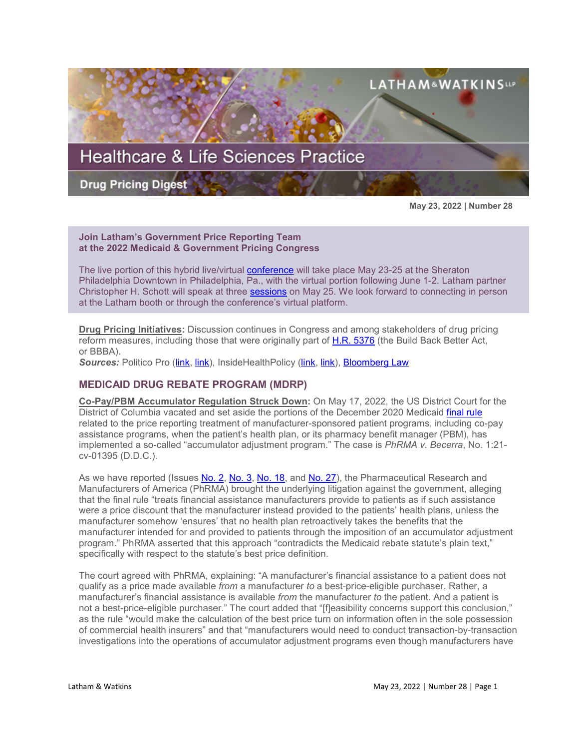# Healthcare & Life Sciences Practice

## Drug Pricing Digest

**May 23, 2022 | Number 28**

**Join Latham's Government Price Reporting Team at the 2022 Medicaid & Government Pricing Congress**

The live portion of this hybrid live/virtual conference will take place May 23-25 at the Sheraton Philadelphia Downtown in Philadelphia, Pa., with the virtual portion following June 1-2. Latham partner Christopher H. Schott will speak at three sessions on May 25. We look forward to connecting in person at the Latham booth or through the conference's virtual platform.

**Drug Pricing Initiatives:** Discussion continues in Congress and among stakeholders of drug pricing reform measures, including those that were originally part of H.R. 5376 (the Build Back Better Act, or BBBA).
***Sources:*** Politico Pro (link, link), InsideHealthPolicy (link, link), Bloomberg Law

## MEDICAID DRUG REBATE PROGRAM (MDRP)

**Co-Pay/PBM Accumulator Regulation Struck Down:** On May 17, 2022, the US District Court for the District of Columbia vacated and set aside the portions of the December 2020 Medicaid final rule related to the price reporting treatment of manufacturer-sponsored patient programs, including co-pay assistance programs, when the patient's health plan, or its pharmacy benefit manager (PBM), has implemented a so-called "accumulator adjustment program." The case is *PhRMA v. Becerra*, No. 1:21-cv-01395 (D.D.C.).

As we have reported (Issues No. 2, No. 3, No. 18, and No. 27), the Pharmaceutical Research and Manufacturers of America (PhRMA) brought the underlying litigation against the government, alleging that the final rule "treats financial assistance manufacturers provide to patients as if such assistance were a price discount that the manufacturer instead provided to the patients' health plans, unless the manufacturer somehow 'ensures' that no health plan retroactively takes the benefits that the manufacturer intended for and provided to patients through the imposition of an accumulator adjustment program." PhRMA asserted that this approach "contradicts the Medicaid rebate statute's plain text," specifically with respect to the statute's best price definition.

The court agreed with PhRMA, explaining: "A manufacturer's financial assistance to a patient does not qualify as a price made available *from* a manufacturer *to* a best-price-eligible purchaser. Rather, a manufacturer's financial assistance is available *from* the manufacturer *to* the patient. And a patient is not a best-price-eligible purchaser." The court added that "[f]easibility concerns support this conclusion," as the rule "would make the calculation of the best price turn on information often in the sole possession of commercial health insurers" and that "manufacturers would need to conduct transaction-by-transaction investigations into the operations of accumulator adjustment programs even though manufacturers have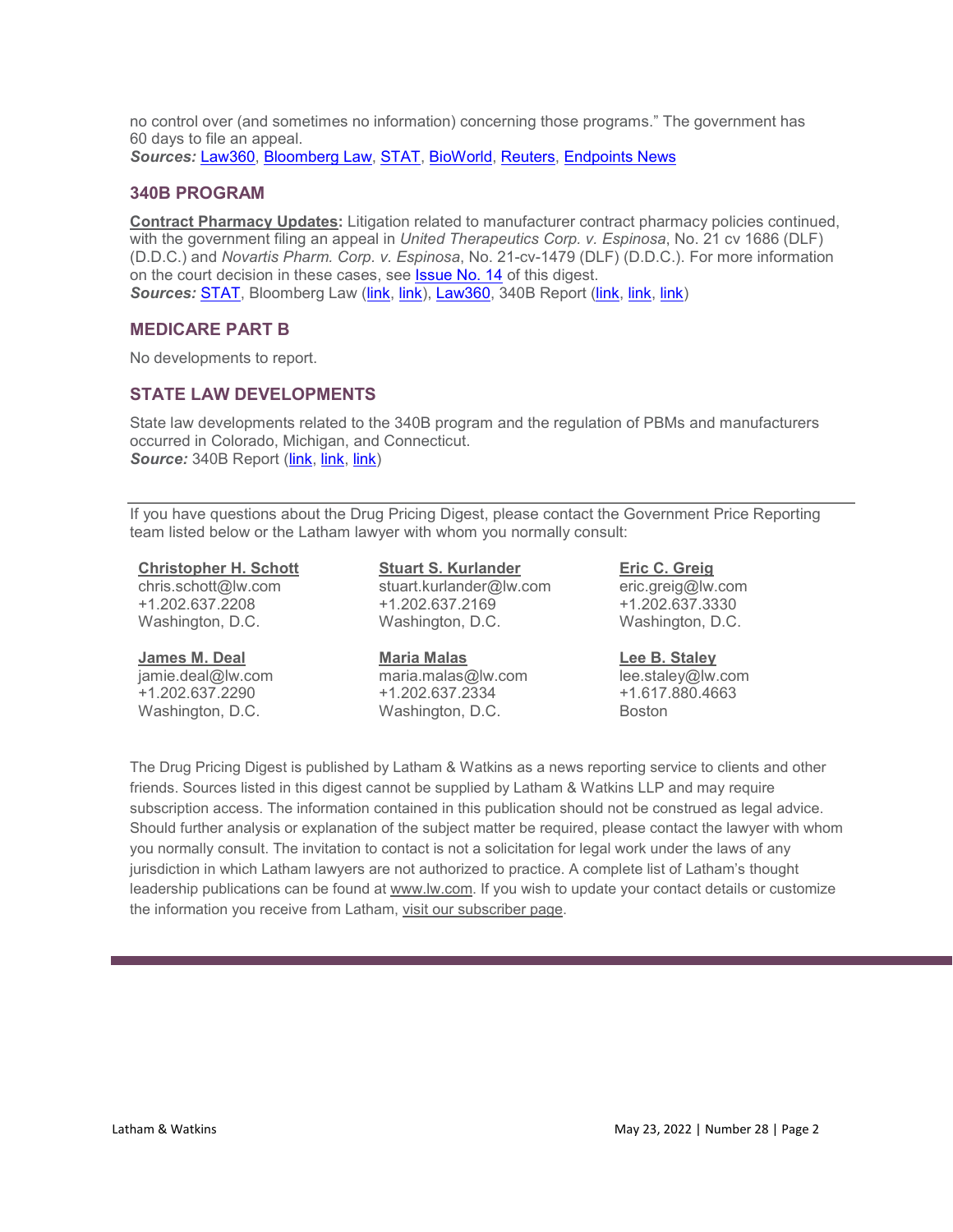no control over (and sometimes no information) concerning those programs." The government has 60 days to file an appeal.
***Sources:*** Law360, Bloomberg Law, STAT, BioWorld, Reuters, Endpoints News

## 340B PROGRAM

**Contract Pharmacy Updates:** Litigation related to manufacturer contract pharmacy policies continued, with the government filing an appeal in *United Therapeutics Corp. v. Espinosa*, No. 21 cv 1686 (DLF) (D.D.C.) and *Novartis Pharm. Corp. v. Espinosa*, No. 21-cv-1479 (DLF) (D.D.C.). For more information on the court decision in these cases, see Issue No. 14 of this digest.
***Sources:*** STAT, Bloomberg Law (link, link), Law360, 340B Report (link, link, link)

## MEDICARE PART B

No developments to report.

## STATE LAW DEVELOPMENTS

State law developments related to the 340B program and the regulation of PBMs and manufacturers occurred in Colorado, Michigan, and Connecticut.
***Source:*** 340B Report (link, link, link)

---

If you have questions about the Drug Pricing Digest, please contact the Government Price Reporting team listed below or the Latham lawyer with whom you normally consult:

**Christopher H. Schott**
chris.schott@lw.com
+1.202.637.2208
Washington, D.C.

**Stuart S. Kurlander**
stuart.kurlander@lw.com
+1.202.637.2169
Washington, D.C.

**Eric C. Greig**
eric.greig@lw.com
+1.202.637.3330
Washington, D.C.

**James M. Deal**
jamie.deal@lw.com
+1.202.637.2290
Washington, D.C.

**Maria Malas**
maria.malas@lw.com
+1.202.637.2334
Washington, D.C.

**Lee B. Staley**
lee.staley@lw.com
+1.617.880.4663
Boston

The Drug Pricing Digest is published by Latham & Watkins as a news reporting service to clients and other friends. Sources listed in this digest cannot be supplied by Latham & Watkins LLP and may require subscription access. The information contained in this publication should not be construed as legal advice. Should further analysis or explanation of the subject matter be required, please contact the lawyer with whom you normally consult. The invitation to contact is not a solicitation for legal work under the laws of any jurisdiction in which Latham lawyers are not authorized to practice. A complete list of Latham's thought leadership publications can be found at www.lw.com. If you wish to update your contact details or customize the information you receive from Latham, visit our subscriber page.